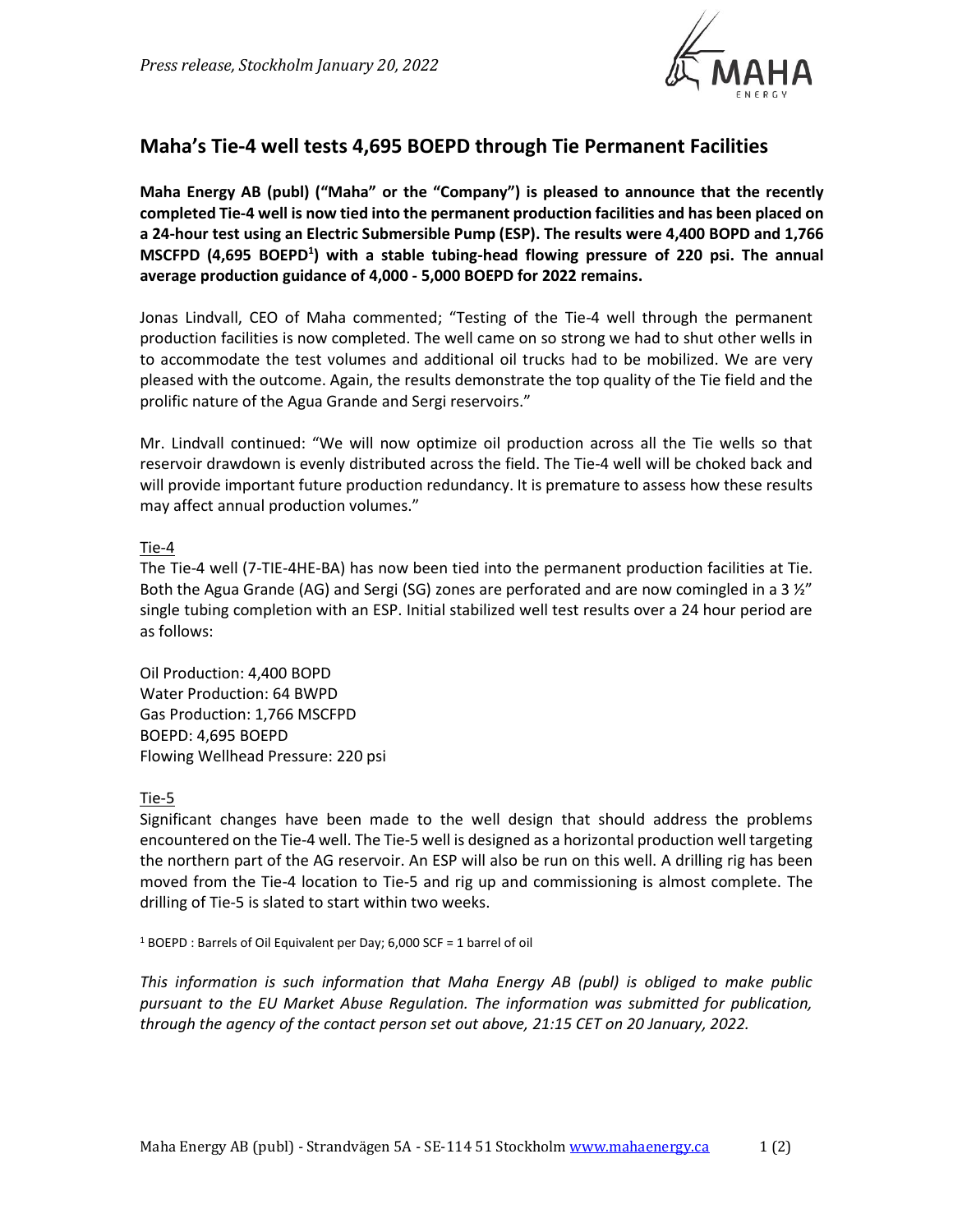*Press release, Stockholm January 20, 2022*

# Maha's Tie-4 well tests 4,695 BOEPD through Tie Permanent Facilities

**Maha Energy AB (publ) ("Maha" or the "Company") is pleased to announce that the recently completed Tie-4 well is now tied into the permanent production facilities and has been placed on a 24-hour test using an Electric Submersible Pump (ESP). The results were 4,400 BOPD and 1,766 MSCFPD (4,695 BOEPD[1]) with a stable tubing-head flowing pressure of 220 psi. The annual average production guidance of 4,000 - 5,000 BOEPD for 2022 remains.**

Jonas Lindvall, CEO of Maha commented; "Testing of the Tie-4 well through the permanent production facilities is now completed. The well came on so strong we had to shut other wells in to accommodate the test volumes and additional oil trucks had to be mobilized. We are very pleased with the outcome. Again, the results demonstrate the top quality of the Tie field and the prolific nature of the Agua Grande and Sergi reservoirs."

Mr. Lindvall continued: "We will now optimize oil production across all the Tie wells so that reservoir drawdown is evenly distributed across the field. The Tie-4 well will be choked back and will provide important future production redundancy. It is premature to assess how these results may affect annual production volumes."

Tie-4

The Tie-4 well (7-TIE-4HE-BA) has now been tied into the permanent production facilities at Tie. Both the Agua Grande (AG) and Sergi (SG) zones are perforated and are now comingled in a 3 ½" single tubing completion with an ESP. Initial stabilized well test results over a 24 hour period are as follows:

Oil Production: 4,400 BOPD
Water Production: 64 BWPD
Gas Production: 1,766 MSCFPD
BOEPD: 4,695 BOEPD
Flowing Wellhead Pressure: 220 psi

Tie-5

Significant changes have been made to the well design that should address the problems encountered on the Tie-4 well. The Tie-5 well is designed as a horizontal production well targeting the northern part of the AG reservoir. An ESP will also be run on this well. A drilling rig has been moved from the Tie-4 location to Tie-5 and rig up and commissioning is almost complete. The drilling of Tie-5 is slated to start within two weeks.

[1] BOEPD : Barrels of Oil Equivalent per Day; 6,000 SCF = 1 barrel of oil

*This information is such information that Maha Energy AB (publ) is obliged to make public pursuant to the EU Market Abuse Regulation. The information was submitted for publication, through the agency of the contact person set out above, 21:15 CET on 20 January, 2022.*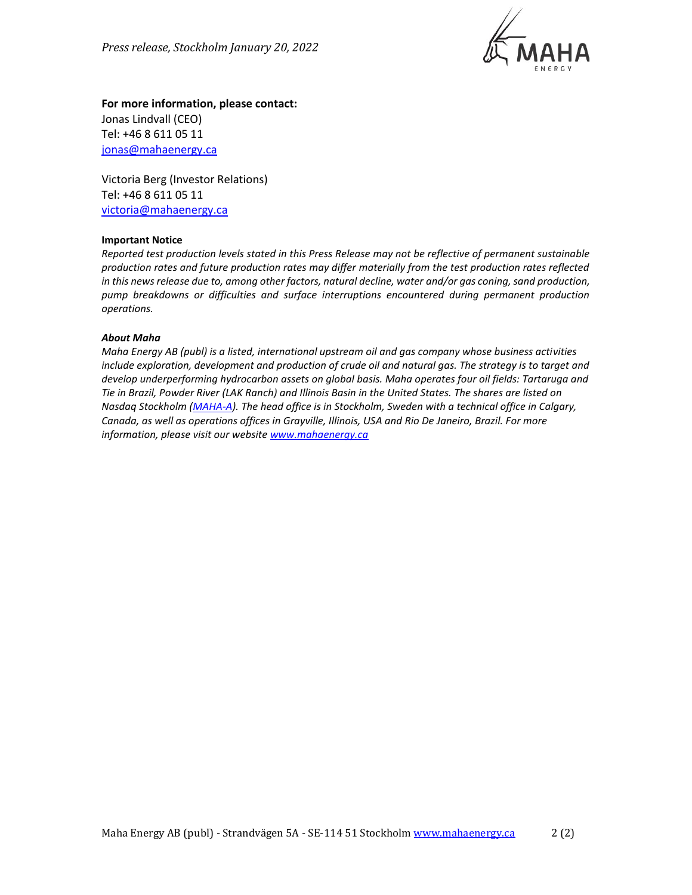**For more information, please contact:**
Jonas Lindvall (CEO)
Tel: +46 8 611 05 11
jonas@mahaenergy.ca

Victoria Berg (Investor Relations)
Tel: +46 8 611 05 11
victoria@mahaenergy.ca

**Important Notice**

*Reported test production levels stated in this Press Release may not be reflective of permanent sustainable production rates and future production rates may differ materially from the test production rates reflected in this news release due to, among other factors, natural decline, water and/or gas coning, sand production, pump breakdowns or difficulties and surface interruptions encountered during permanent production operations.*

***About Maha***

*Maha Energy AB (publ) is a listed, international upstream oil and gas company whose business activities include exploration, development and production of crude oil and natural gas. The strategy is to target and develop underperforming hydrocarbon assets on global basis. Maha operates four oil fields: Tartaruga and Tie in Brazil, Powder River (LAK Ranch) and Illinois Basin in the United States. The shares are listed on Nasdaq Stockholm (MAHA-A). The head office is in Stockholm, Sweden with a technical office in Calgary, Canada, as well as operations offices in Grayville, Illinois, USA and Rio De Janeiro, Brazil. For more information, please visit our website www.mahaenergy.ca*